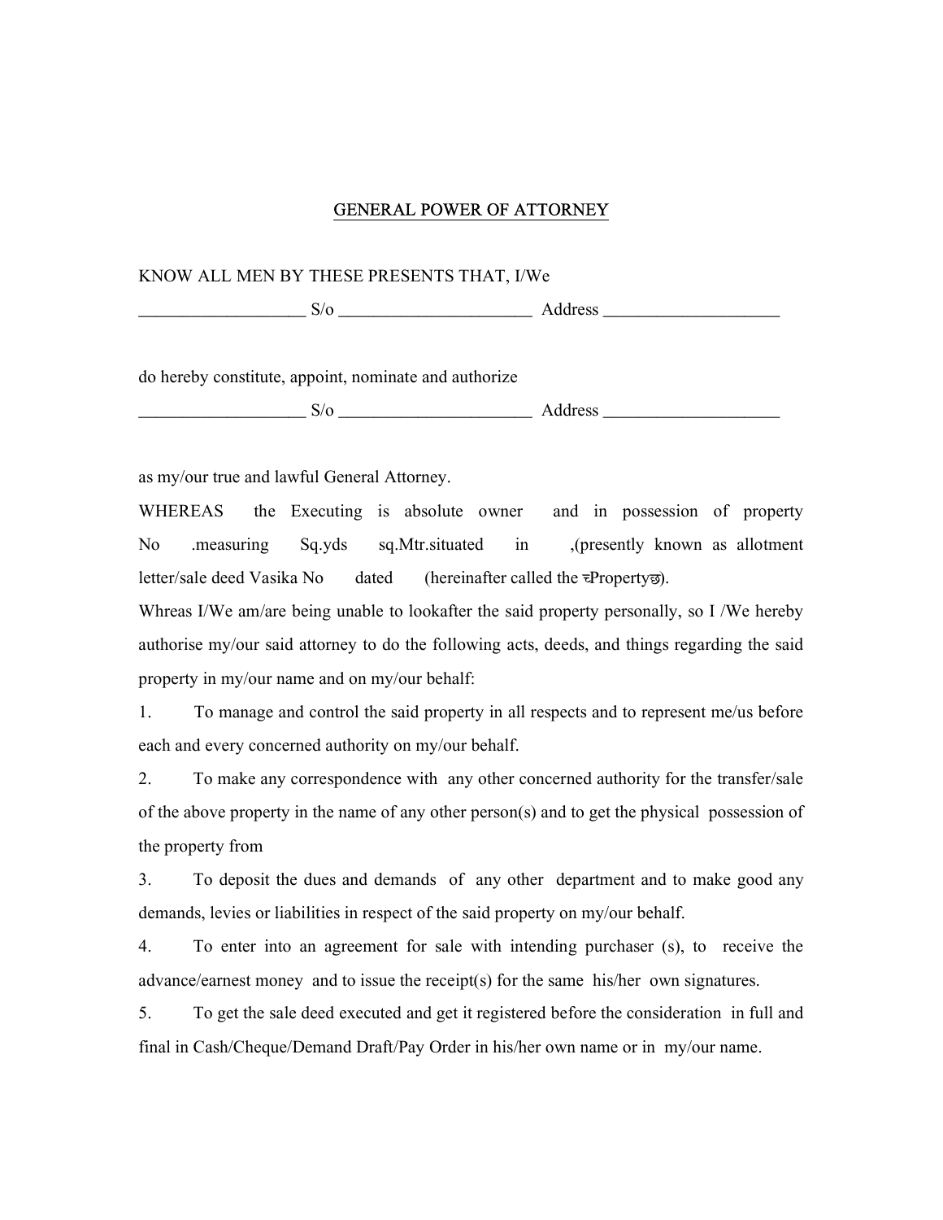# GENERAL POWER OF ATTORNEY

KNOW ALL MEN BY THESE PRESENTS THAT, I/We

___________________ S/o ______________________ Address ____________________

do hereby constitute, appoint, nominate and authorize

___________________ S/o ______________________ Address ____________________

as my/our true and lawful General Attorney.

WHEREAS the Executing is absolute owner and in possession of property No .measuring Sq.yds sq.Mtr.situated in ,(presently known as allotment letter/sale deed Vasika No dated (hereinafter called the चPropertyछ).

Whreas I/We am/are being unable to lookafter the said property personally, so I /We hereby authorise my/our said attorney to do the following acts, deeds, and things regarding the said property in my/our name and on my/our behalf:

1. To manage and control the said property in all respects and to represent me/us before each and every concerned authority on my/our behalf.

2. To make any correspondence with any other concerned authority for the transfer/sale of the above property in the name of any other person(s) and to get the physical possession of the property from

3. To deposit the dues and demands of any other department and to make good any demands, levies or liabilities in respect of the said property on my/our behalf.

4. To enter into an agreement for sale with intending purchaser (s), to receive the advance/earnest money and to issue the receipt(s) for the same his/her own signatures.

5. To get the sale deed executed and get it registered before the consideration in full and final in Cash/Cheque/Demand Draft/Pay Order in his/her own name or in my/our name.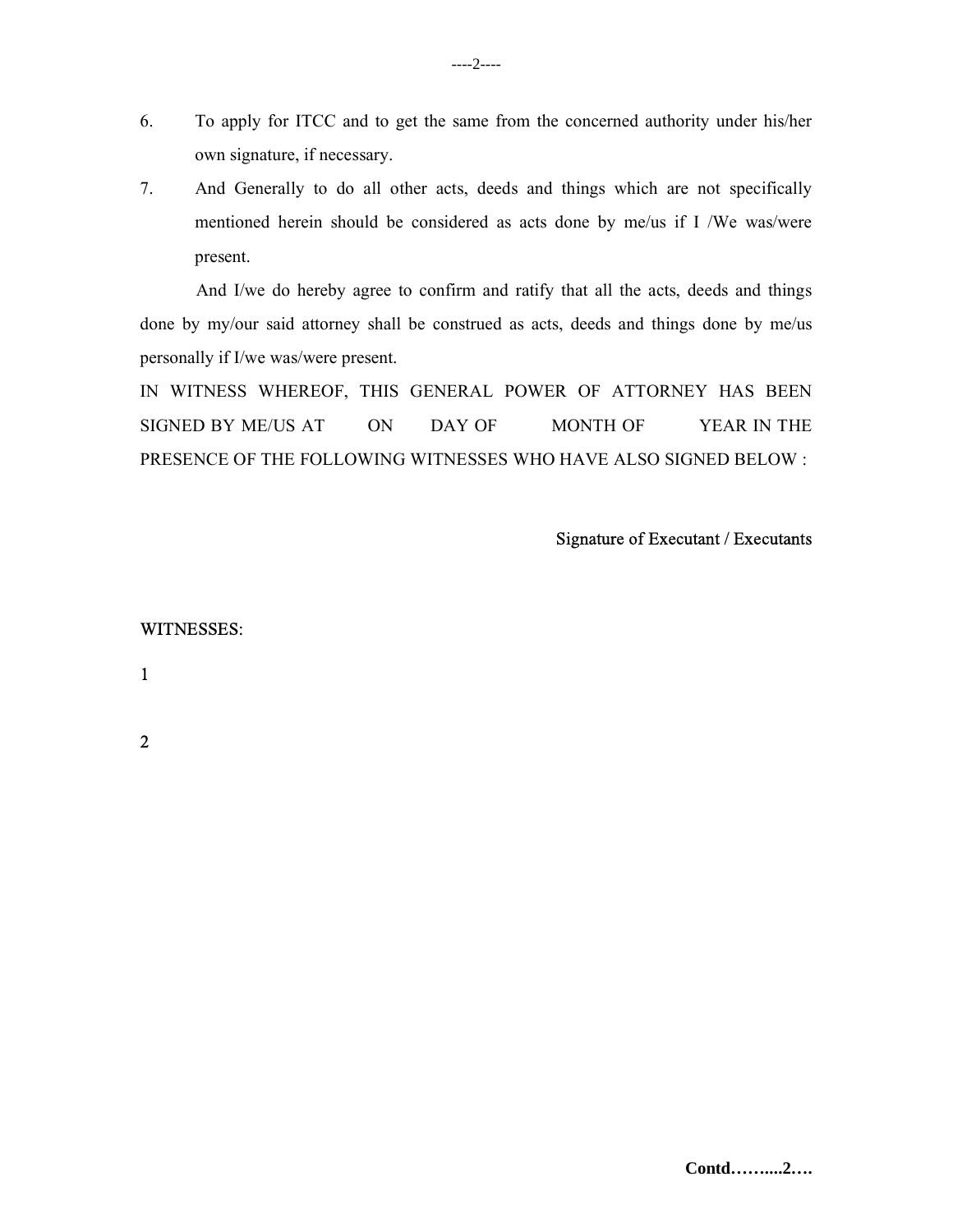6. To apply for ITCC and to get the same from the concerned authority under his/her own signature, if necessary.
7. And Generally to do all other acts, deeds and things which are not specifically mentioned herein should be considered as acts done by me/us if I /We was/were present.

And I/we do hereby agree to confirm and ratify that all the acts, deeds and things done by my/our said attorney shall be construed as acts, deeds and things done by me/us personally if I/we was/were present.

IN WITNESS WHEREOF, THIS GENERAL POWER OF ATTORNEY HAS BEEN SIGNED BY ME/US AT ON DAY OF MONTH OF YEAR IN THE PRESENCE OF THE FOLLOWING WITNESSES WHO HAVE ALSO SIGNED BELOW :

Signature of Executant / Executants

WITNESSES:

1

2

**Contd……....2….**